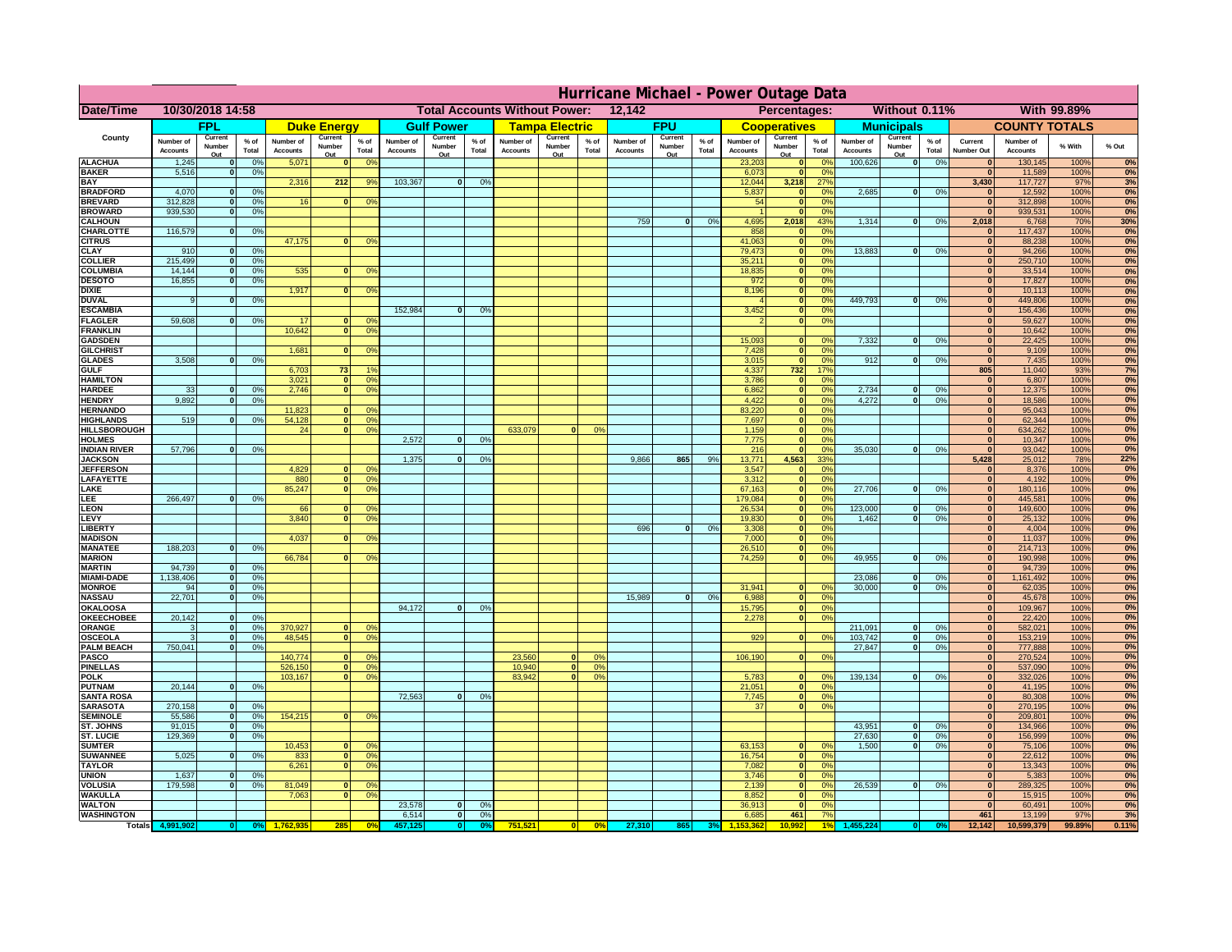# Hurricane Michael - Power Outage Data

| Date/Time | 10/30/2018 14:58 | Total Accounts Without Power: | 12,142 | Percentages: | Without 0.11% | With 99.89% |
|---|---|---|---|---|---|---|

| County | FPL | | | Duke Energy | | | Gulf Power | | | Tampa Electric | | | FPU | | | Cooperatives | | | Municipals | | | COUNTY TOTALS | | | |
|---|---|---|---|---|---|---|---|---|---|---|---|---|---|---|---|---|---|---|---|---|---|---|---|---|---|
| | Number of Accounts | Current Number Out | % of Total | Number of Accounts | Current Number Out | % of Total | Number of Accounts | Current Number Out | % of Total | Number of Accounts | Current Number Out | % of Total | Number of Accounts | Current Number Out | % of Total | Number of Accounts | Current Number Out | % of Total | Number of Accounts | Current Number Out | % of Total | Current Number Out | Number of Accounts | % With | % Out |
| ALACHUA | 1,245 | 0 | 0% | 5,071 | 0 | 0% | | | | | | | | | | 23,203 | 0 | 0% | 100,626 | 0 | 0% | 0 | 130,145 | 100% | 0% |
| BAKER | 5,516 | 0 | 0% | | | | | | | | | | | | | 6,073 | 0 | 0% | | | | 0 | 11,589 | 100% | 0% |
| BAY | | | | 2,316 | 212 | 9% | 103,367 | 0 | 0% | | | | | | | 12,044 | 3,218 | 27% | | | | 3,430 | 117,727 | 97% | 3% |
| BRADFORD | 4,070 | 0 | 0% | | | | | | | | | | | | | 5,837 | 0 | 0% | 2,685 | 0 | 0% | 0 | 12,592 | 100% | 0% |
| BREVARD | 312,828 | 0 | 0% | 16 | 0 | 0% | | | | | | | | | | 54 | 0 | 0% | | | | 0 | 312,898 | 100% | 0% |
| BROWARD | 939,530 | 0 | 0% | | | | | | | | | | | | | 1 | 0 | 0% | | | | 0 | 939,531 | 100% | 0% |
| CALHOUN | | | | | | | | | | | | | 759 | 0 | 0% | 4,695 | 2,018 | 43% | 1,314 | 0 | 0% | 2,018 | 6,768 | 70% | 30% |
| CHARLOTTE | 116,579 | 0 | 0% | | | | | | | | | | | | | 858 | 0 | 0% | | | | 0 | 117,437 | 100% | 0% |
| CITRUS | | | | 47,175 | 0 | 0% | | | | | | | | | | 41,063 | 0 | 0% | | | | 0 | 88,238 | 100% | 0% |
| CLAY | 910 | 0 | 0% | | | | | | | | | | | | | 79,473 | 0 | 0% | 13,883 | 0 | 0% | 0 | 94,266 | 100% | 0% |
| COLLIER | 215,499 | 0 | 0% | | | | | | | | | | | | | 35,211 | 0 | 0% | | | | 0 | 250,710 | 100% | 0% |
| COLUMBIA | 14,144 | 0 | 0% | 535 | 0 | 0% | | | | | | | | | | 18,835 | 0 | 0% | | | | 0 | 33,514 | 100% | 0% |
| DESOTO | 16,855 | 0 | 0% | | | | | | | | | | | | | 972 | 0 | 0% | | | | 0 | 17,827 | 100% | 0% |
| DIXIE | | | | 1,917 | 0 | 0% | | | | | | | | | | 8,196 | 0 | 0% | | | | 0 | 10,113 | 100% | 0% |
| DUVAL | 9 | 0 | 0% | | | | | | | | | | | | | 4 | 0 | 0% | 449,793 | 0 | 0% | 0 | 449,806 | 100% | 0% |
| ESCAMBIA | | | | | | | 152,984 | 0 | 0% | | | | | | | 3,452 | 0 | 0% | | | | 0 | 156,436 | 100% | 0% |
| FLAGLER | 59,608 | 0 | 0% | 17 | 0 | 0% | | | | | | | | | | 2 | 0 | 0% | | | | 0 | 59,627 | 100% | 0% |
| FRANKLIN | | | | 10,642 | 0 | 0% | | | | | | | | | | | | | | | | 0 | 10,642 | 100% | 0% |
| GADSDEN | | | | | | | | | | | | | | | | 15,093 | 0 | 0% | 7,332 | 0 | 0% | 0 | 22,425 | 100% | 0% |
| GILCHRIST | | | | 1,681 | 0 | 0% | | | | | | | | | | 7,428 | 0 | 0% | | | | 0 | 9,109 | 100% | 0% |
| GLADES | 3,508 | 0 | 0% | | | | | | | | | | | | | 3,015 | 0 | 0% | 912 | 0 | 0% | 0 | 7,435 | 100% | 0% |
| GULF | | | | 6,703 | 73 | 1% | | | | | | | | | | 4,337 | 732 | 17% | | | | 805 | 11,040 | 93% | 7% |
| HAMILTON | | | | 3,021 | 0 | 0% | | | | | | | | | | 3,786 | 0 | 0% | | | | 0 | 6,807 | 100% | 0% |
| HARDEE | 33 | 0 | 0% | 2,746 | 0 | 0% | | | | | | | | | | 6,862 | 0 | 0% | 2,734 | 0 | 0% | 0 | 12,375 | 100% | 0% |
| HENDRY | 9,892 | 0 | 0% | | | | | | | | | | | | | 4,422 | 0 | 0% | 4,272 | 0 | 0% | 0 | 18,586 | 100% | 0% |
| HERNANDO | | | | 11,823 | 0 | 0% | | | | | | | | | | 83,220 | 0 | 0% | | | | 0 | 95,043 | 100% | 0% |
| HIGHLANDS | 519 | 0 | 0% | 54,128 | 0 | 0% | | | | | | | | | | 7,697 | 0 | 0% | | | | 0 | 62,344 | 100% | 0% |
| HILLSBOROUGH | | | | 24 | 0 | 0% | | | | 633,079 | 0 | 0% | | | | 1,159 | 0 | 0% | | | | 0 | 634,262 | 100% | 0% |
| HOLMES | | | | | | | 2,572 | 0 | 0% | | | | | | | 7,775 | 0 | 0% | | | | 0 | 10,347 | 100% | 0% |
| INDIAN RIVER | 57,796 | 0 | 0% | | | | | | | | | | | | | 216 | 0 | 0% | 35,030 | 0 | 0% | 0 | 93,042 | 100% | 0% |
| JACKSON | | | | | | | 1,375 | 0 | 0% | | | | 9,866 | 865 | 9% | 13,771 | 4,563 | 33% | | | | 5,428 | 25,012 | 78% | 22% |
| JEFFERSON | | | | 4,829 | 0 | 0% | | | | | | | | | | 3,547 | 0 | 0% | | | | 0 | 8,376 | 100% | 0% |
| LAFAYETTE | | | | 880 | 0 | 0% | | | | | | | | | | 3,312 | 0 | 0% | | | | 0 | 4,192 | 100% | 0% |
| LAKE | | | | 85,247 | 0 | 0% | | | | | | | | | | 67,163 | 0 | 0% | 27,706 | 0 | 0% | 0 | 180,116 | 100% | 0% |
| LEE | 266,497 | 0 | 0% | | | | | | | | | | | | | 179,084 | 0 | 0% | | | | 0 | 445,581 | 100% | 0% |
| LEON | | | | 66 | 0 | 0% | | | | | | | | | | 26,534 | 0 | 0% | 123,000 | 0 | 0% | 0 | 149,600 | 100% | 0% |
| LEVY | | | | 3,840 | 0 | 0% | | | | | | | | | | 19,830 | 0 | 0% | 1,462 | 0 | 0% | 0 | 25,132 | 100% | 0% |
| LIBERTY | | | | | | | | | | | | | 696 | 0 | 0% | 3,308 | 0 | 0% | | | | 0 | 4,004 | 100% | 0% |
| MADISON | | | | 4,037 | 0 | 0% | | | | | | | | | | 7,000 | 0 | 0% | | | | 0 | 11,037 | 100% | 0% |
| MANATEE | 188,203 | 0 | 0% | | | | | | | | | | | | | 26,510 | 0 | 0% | | | | 0 | 214,713 | 100% | 0% |
| MARION | | | | 66,784 | 0 | 0% | | | | | | | | | | 74,259 | 0 | 0% | 49,955 | 0 | 0% | 0 | 190,998 | 100% | 0% |
| MARTIN | 94,739 | 0 | 0% | | | | | | | | | | | | | | | | | | | 0 | 94,739 | 100% | 0% |
| MIAMI-DADE | 1,138,406 | 0 | 0% | | | | | | | | | | | | | | | | 23,086 | 0 | 0% | 0 | 1,161,492 | 100% | 0% |
| MONROE | 94 | 0 | 0% | | | | | | | | | | | | | 31,941 | 0 | 0% | 30,000 | 0 | 0% | 0 | 62,035 | 100% | 0% |
| NASSAU | 22,701 | 0 | 0% | | | | | | | | | | 15,989 | 0 | 0% | 6,988 | 0 | 0% | | | | 0 | 45,678 | 100% | 0% |
| OKALOOSA | | | | | | | 94,172 | 0 | 0% | | | | | | | 15,795 | 0 | 0% | | | | 0 | 109,967 | 100% | 0% |
| OKEECHOBEE | 20,142 | 0 | 0% | | | | | | | | | | | | | 2,278 | 0 | 0% | | | | 0 | 22,420 | 100% | 0% |
| ORANGE | 3 | 0 | 0% | 370,927 | 0 | 0% | | | | | | | | | | | | | 211,091 | 0 | 0% | 0 | 582,021 | 100% | 0% |
| OSCEOLA | 3 | 0 | 0% | 48,545 | 0 | 0% | | | | | | | | | | 929 | 0 | 0% | 103,742 | 0 | 0% | 0 | 153,219 | 100% | 0% |
| PALM BEACH | 750,041 | 0 | 0% | | | | | | | | | | | | | | | | 27,847 | 0 | 0% | 0 | 777,888 | 100% | 0% |
| PASCO | | | | 140,774 | 0 | 0% | | | | 23,560 | 0 | 0% | | | | 106,190 | 0 | 0% | | | | 0 | 270,524 | 100% | 0% |
| PINELLAS | | | | 526,150 | 0 | 0% | | | | 10,940 | 0 | 0% | | | | | | | | | | 0 | 537,090 | 100% | 0% |
| POLK | | | | 103,167 | 0 | 0% | | | | 83,942 | 0 | 0% | | | | 5,783 | 0 | 0% | 139,134 | 0 | 0% | 0 | 332,026 | 100% | 0% |
| PUTNAM | 20,144 | 0 | 0% | | | | | | | | | | | | | 21,051 | 0 | 0% | | | | 0 | 41,195 | 100% | 0% |
| SANTA ROSA | | | | | | | 72,563 | 0 | 0% | | | | | | | 7,745 | 0 | 0% | | | | 0 | 80,308 | 100% | 0% |
| SARASOTA | 270,158 | 0 | 0% | | | | | | | | | | | | | 37 | 0 | 0% | | | | 0 | 270,195 | 100% | 0% |
| SEMINOLE | 55,586 | 0 | 0% | 154,215 | 0 | 0% | | | | | | | | | | | | | | | | 0 | 209,801 | 100% | 0% |
| ST. JOHNS | 91,015 | 0 | 0% | | | | | | | | | | | | | | | | 43,951 | 0 | 0% | 0 | 134,966 | 100% | 0% |
| ST. LUCIE | 129,369 | 0 | 0% | | | | | | | | | | | | | | | | 27,630 | 0 | 0% | 0 | 156,999 | 100% | 0% |
| SUMTER | | | | 10,453 | 0 | 0% | | | | | | | | | | 63,153 | 0 | 0% | 1,500 | 0 | 0% | 0 | 75,106 | 100% | 0% |
| SUWANNEE | 5,025 | 0 | 0% | 833 | 0 | 0% | | | | | | | | | | 16,754 | 0 | 0% | | | | 0 | 22,612 | 100% | 0% |
| TAYLOR | | | | 6,261 | 0 | 0% | | | | | | | | | | 7,082 | 0 | 0% | | | | 0 | 13,343 | 100% | 0% |
| UNION | 1,637 | 0 | 0% | | | | | | | | | | | | | 3,746 | 0 | 0% | | | | 0 | 5,383 | 100% | 0% |
| VOLUSIA | 179,598 | 0 | 0% | 81,049 | 0 | 0% | | | | | | | | | | 2,139 | 0 | 0% | 26,539 | 0 | 0% | 0 | 289,325 | 100% | 0% |
| WAKULLA | | | | 7,063 | 0 | 0% | | | | | | | | | | 8,852 | 0 | 0% | | | | 0 | 15,915 | 100% | 0% |
| WALTON | | | | | | | 23,578 | 0 | 0% | | | | | | | 36,913 | 0 | 0% | | | | 0 | 60,491 | 100% | 0% |
| WASHINGTON | | | | | | | 6,514 | 0 | 0% | | | | | | | 6,685 | 461 | 7% | | | | 461 | 13,199 | 97% | 3% |
| Totals | 4,991,902 | 0 | 0% | 1,762,935 | 285 | 0% | 457,125 | 0 | 0% | 751,521 | 0 | 0% | 27,310 | 865 | 3% | 1,153,362 | 10,992 | 1% | 1,455,224 | 0 | 0% | 12,142 | 10,599,379 | 99.89% | 0.11% |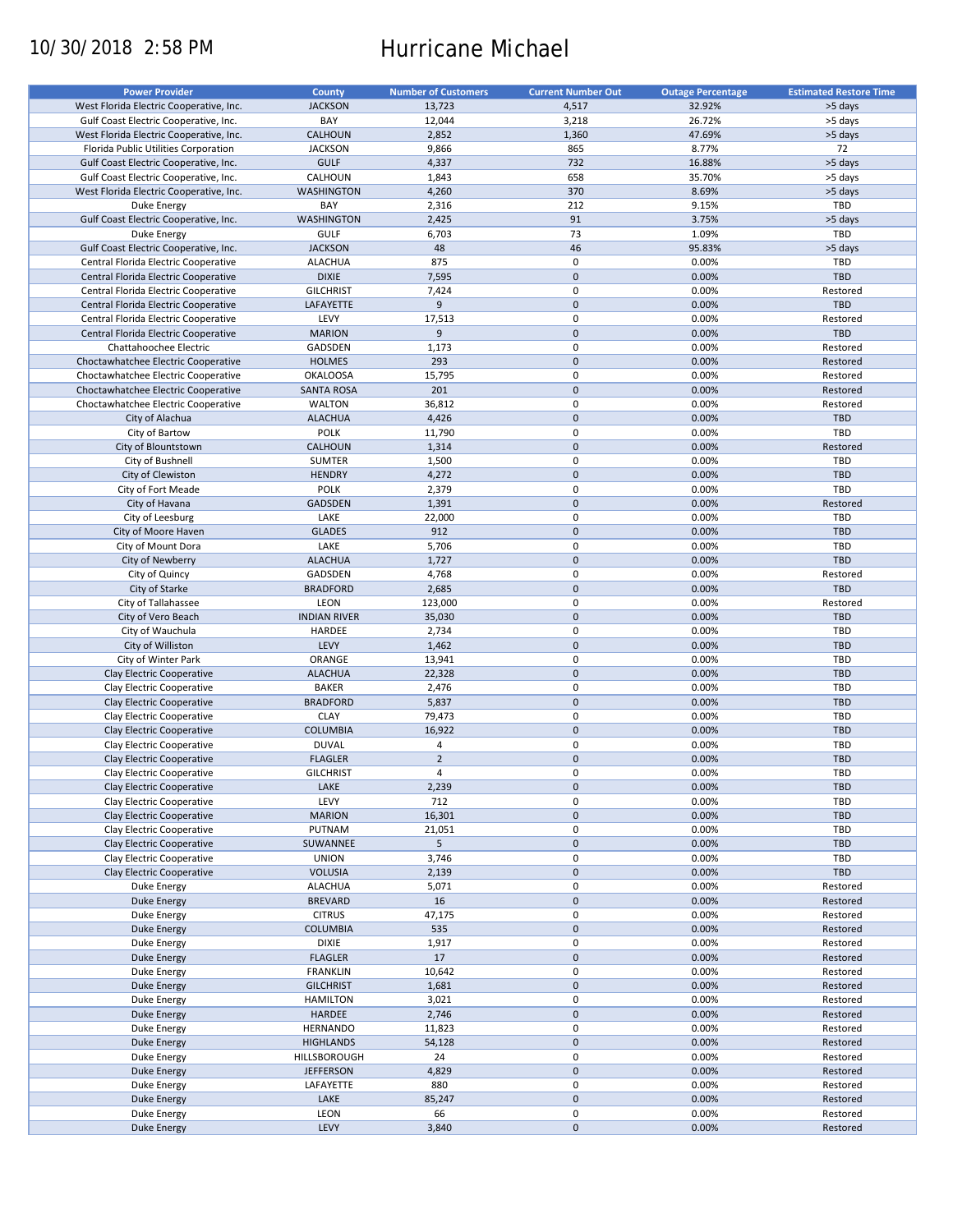# 10/30/2018 2:58 PM Hurricane Michael

| Power Provider | County | Number of Customers | Current Number Out | Outage Percentage | Estimated Restore Time |
|---|---|---|---|---|---|
| West Florida Electric Cooperative, Inc. | JACKSON | 13,723 | 4,517 | 32.92% | >5 days |
| Gulf Coast Electric Cooperative, Inc. | BAY | 12,044 | 3,218 | 26.72% | >5 days |
| West Florida Electric Cooperative, Inc. | CALHOUN | 2,852 | 1,360 | 47.69% | >5 days |
| Florida Public Utilities Corporation | JACKSON | 9,866 | 865 | 8.77% | 72 |
| Gulf Coast Electric Cooperative, Inc. | GULF | 4,337 | 732 | 16.88% | >5 days |
| Gulf Coast Electric Cooperative, Inc. | CALHOUN | 1,843 | 658 | 35.70% | >5 days |
| West Florida Electric Cooperative, Inc. | WASHINGTON | 4,260 | 370 | 8.69% | >5 days |
| Duke Energy | BAY | 2,316 | 212 | 9.15% | TBD |
| Gulf Coast Electric Cooperative, Inc. | WASHINGTON | 2,425 | 91 | 3.75% | >5 days |
| Duke Energy | GULF | 6,703 | 73 | 1.09% | TBD |
| Gulf Coast Electric Cooperative, Inc. | JACKSON | 48 | 46 | 95.83% | >5 days |
| Central Florida Electric Cooperative | ALACHUA | 875 | 0 | 0.00% | TBD |
| Central Florida Electric Cooperative | DIXIE | 7,595 | 0 | 0.00% | TBD |
| Central Florida Electric Cooperative | GILCHRIST | 7,424 | 0 | 0.00% | Restored |
| Central Florida Electric Cooperative | LAFAYETTE | 9 | 0 | 0.00% | TBD |
| Central Florida Electric Cooperative | LEVY | 17,513 | 0 | 0.00% | Restored |
| Central Florida Electric Cooperative | MARION | 9 | 0 | 0.00% | TBD |
| Chattahoochee Electric | GADSDEN | 1,173 | 0 | 0.00% | Restored |
| Choctawhatchee Electric Cooperative | HOLMES | 293 | 0 | 0.00% | Restored |
| Choctawhatchee Electric Cooperative | OKALOOSA | 15,795 | 0 | 0.00% | Restored |
| Choctawhatchee Electric Cooperative | SANTA ROSA | 201 | 0 | 0.00% | Restored |
| Choctawhatchee Electric Cooperative | WALTON | 36,812 | 0 | 0.00% | Restored |
| City of Alachua | ALACHUA | 4,426 | 0 | 0.00% | TBD |
| City of Bartow | POLK | 11,790 | 0 | 0.00% | TBD |
| City of Blountstown | CALHOUN | 1,314 | 0 | 0.00% | Restored |
| City of Bushnell | SUMTER | 1,500 | 0 | 0.00% | TBD |
| City of Clewiston | HENDRY | 4,272 | 0 | 0.00% | TBD |
| City of Fort Meade | POLK | 2,379 | 0 | 0.00% | TBD |
| City of Havana | GADSDEN | 1,391 | 0 | 0.00% | Restored |
| City of Leesburg | LAKE | 22,000 | 0 | 0.00% | TBD |
| City of Moore Haven | GLADES | 912 | 0 | 0.00% | TBD |
| City of Mount Dora | LAKE | 5,706 | 0 | 0.00% | TBD |
| City of Newberry | ALACHUA | 1,727 | 0 | 0.00% | TBD |
| City of Quincy | GADSDEN | 4,768 | 0 | 0.00% | Restored |
| City of Starke | BRADFORD | 2,685 | 0 | 0.00% | TBD |
| City of Tallahassee | LEON | 123,000 | 0 | 0.00% | Restored |
| City of Vero Beach | INDIAN RIVER | 35,030 | 0 | 0.00% | TBD |
| City of Wauchula | HARDEE | 2,734 | 0 | 0.00% | TBD |
| City of Williston | LEVY | 1,462 | 0 | 0.00% | TBD |
| City of Winter Park | ORANGE | 13,941 | 0 | 0.00% | TBD |
| Clay Electric Cooperative | ALACHUA | 22,328 | 0 | 0.00% | TBD |
| Clay Electric Cooperative | BAKER | 2,476 | 0 | 0.00% | TBD |
| Clay Electric Cooperative | BRADFORD | 5,837 | 0 | 0.00% | TBD |
| Clay Electric Cooperative | CLAY | 79,473 | 0 | 0.00% | TBD |
| Clay Electric Cooperative | COLUMBIA | 16,922 | 0 | 0.00% | TBD |
| Clay Electric Cooperative | DUVAL | 4 | 0 | 0.00% | TBD |
| Clay Electric Cooperative | FLAGLER | 2 | 0 | 0.00% | TBD |
| Clay Electric Cooperative | GILCHRIST | 4 | 0 | 0.00% | TBD |
| Clay Electric Cooperative | LAKE | 2,239 | 0 | 0.00% | TBD |
| Clay Electric Cooperative | LEVY | 712 | 0 | 0.00% | TBD |
| Clay Electric Cooperative | MARION | 16,301 | 0 | 0.00% | TBD |
| Clay Electric Cooperative | PUTNAM | 21,051 | 0 | 0.00% | TBD |
| Clay Electric Cooperative | SUWANNEE | 5 | 0 | 0.00% | TBD |
| Clay Electric Cooperative | UNION | 3,746 | 0 | 0.00% | TBD |
| Clay Electric Cooperative | VOLUSIA | 2,139 | 0 | 0.00% | TBD |
| Duke Energy | ALACHUA | 5,071 | 0 | 0.00% | Restored |
| Duke Energy | BREVARD | 16 | 0 | 0.00% | Restored |
| Duke Energy | CITRUS | 47,175 | 0 | 0.00% | Restored |
| Duke Energy | COLUMBIA | 535 | 0 | 0.00% | Restored |
| Duke Energy | DIXIE | 1,917 | 0 | 0.00% | Restored |
| Duke Energy | FLAGLER | 17 | 0 | 0.00% | Restored |
| Duke Energy | FRANKLIN | 10,642 | 0 | 0.00% | Restored |
| Duke Energy | GILCHRIST | 1,681 | 0 | 0.00% | Restored |
| Duke Energy | HAMILTON | 3,021 | 0 | 0.00% | Restored |
| Duke Energy | HARDEE | 2,746 | 0 | 0.00% | Restored |
| Duke Energy | HERNANDO | 11,823 | 0 | 0.00% | Restored |
| Duke Energy | HIGHLANDS | 54,128 | 0 | 0.00% | Restored |
| Duke Energy | HILLSBOROUGH | 24 | 0 | 0.00% | Restored |
| Duke Energy | JEFFERSON | 4,829 | 0 | 0.00% | Restored |
| Duke Energy | LAFAYETTE | 880 | 0 | 0.00% | Restored |
| Duke Energy | LAKE | 85,247 | 0 | 0.00% | Restored |
| Duke Energy | LEON | 66 | 0 | 0.00% | Restored |
| Duke Energy | LEVY | 3,840 | 0 | 0.00% | Restored |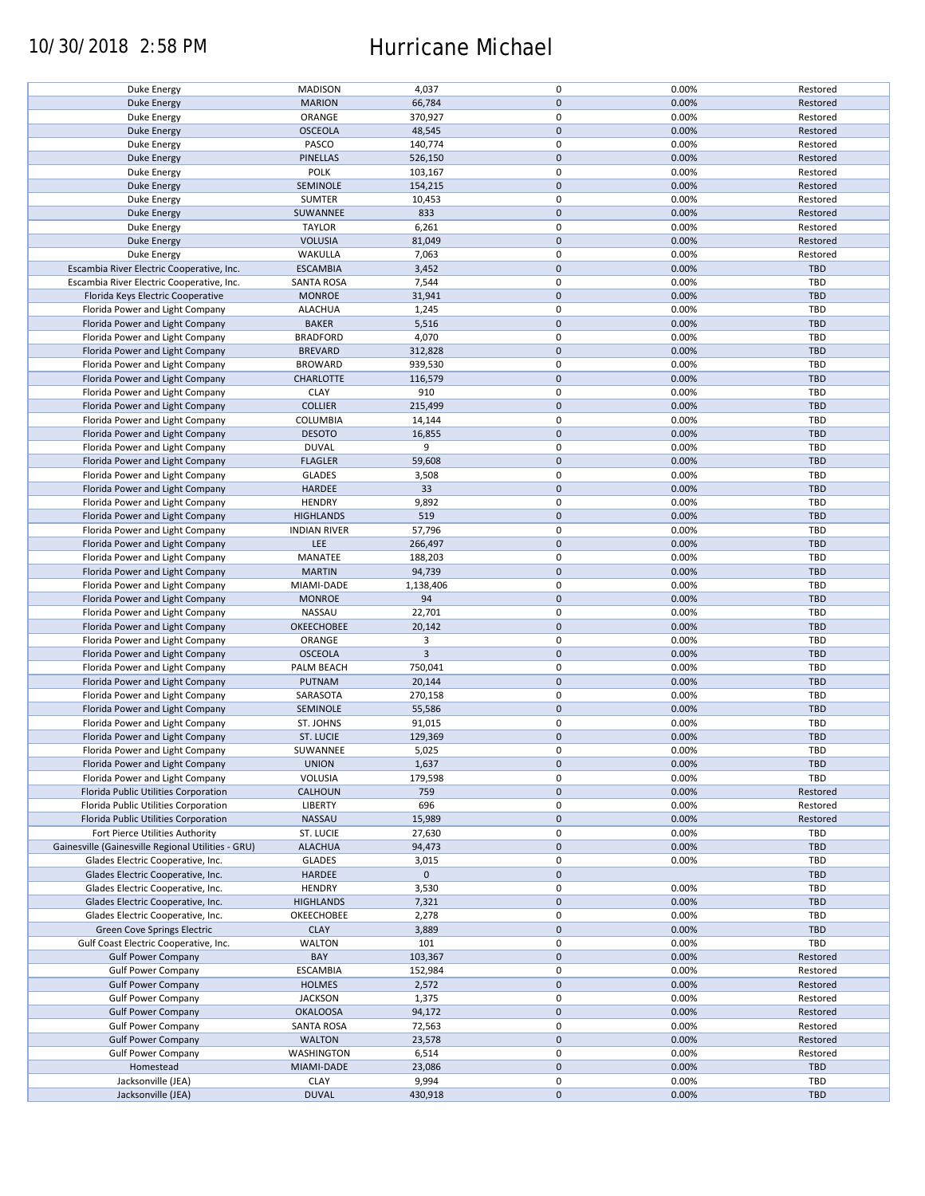# Hurricane Michael

10/30/2018 2:58 PM

| | | | | | |
|---|---|---|---|---|---|
| Duke Energy | MADISON | 4,037 | 0 | 0.00% | Restored |
| Duke Energy | MARION | 66,784 | 0 | 0.00% | Restored |
| Duke Energy | ORANGE | 370,927 | 0 | 0.00% | Restored |
| Duke Energy | OSCEOLA | 48,545 | 0 | 0.00% | Restored |
| Duke Energy | PASCO | 140,774 | 0 | 0.00% | Restored |
| Duke Energy | PINELLAS | 526,150 | 0 | 0.00% | Restored |
| Duke Energy | POLK | 103,167 | 0 | 0.00% | Restored |
| Duke Energy | SEMINOLE | 154,215 | 0 | 0.00% | Restored |
| Duke Energy | SUMTER | 10,453 | 0 | 0.00% | Restored |
| Duke Energy | SUWANNEE | 833 | 0 | 0.00% | Restored |
| Duke Energy | TAYLOR | 6,261 | 0 | 0.00% | Restored |
| Duke Energy | VOLUSIA | 81,049 | 0 | 0.00% | Restored |
| Duke Energy | WAKULLA | 7,063 | 0 | 0.00% | Restored |
| Escambia River Electric Cooperative, Inc. | ESCAMBIA | 3,452 | 0 | 0.00% | TBD |
| Escambia River Electric Cooperative, Inc. | SANTA ROSA | 7,544 | 0 | 0.00% | TBD |
| Florida Keys Electric Cooperative | MONROE | 31,941 | 0 | 0.00% | TBD |
| Florida Power and Light Company | ALACHUA | 1,245 | 0 | 0.00% | TBD |
| Florida Power and Light Company | BAKER | 5,516 | 0 | 0.00% | TBD |
| Florida Power and Light Company | BRADFORD | 4,070 | 0 | 0.00% | TBD |
| Florida Power and Light Company | BREVARD | 312,828 | 0 | 0.00% | TBD |
| Florida Power and Light Company | BROWARD | 939,530 | 0 | 0.00% | TBD |
| Florida Power and Light Company | CHARLOTTE | 116,579 | 0 | 0.00% | TBD |
| Florida Power and Light Company | CLAY | 910 | 0 | 0.00% | TBD |
| Florida Power and Light Company | COLLIER | 215,499 | 0 | 0.00% | TBD |
| Florida Power and Light Company | COLUMBIA | 14,144 | 0 | 0.00% | TBD |
| Florida Power and Light Company | DESOTO | 16,855 | 0 | 0.00% | TBD |
| Florida Power and Light Company | DUVAL | 9 | 0 | 0.00% | TBD |
| Florida Power and Light Company | FLAGLER | 59,608 | 0 | 0.00% | TBD |
| Florida Power and Light Company | GLADES | 3,508 | 0 | 0.00% | TBD |
| Florida Power and Light Company | HARDEE | 33 | 0 | 0.00% | TBD |
| Florida Power and Light Company | HENDRY | 9,892 | 0 | 0.00% | TBD |
| Florida Power and Light Company | HIGHLANDS | 519 | 0 | 0.00% | TBD |
| Florida Power and Light Company | INDIAN RIVER | 57,796 | 0 | 0.00% | TBD |
| Florida Power and Light Company | LEE | 266,497 | 0 | 0.00% | TBD |
| Florida Power and Light Company | MANATEE | 188,203 | 0 | 0.00% | TBD |
| Florida Power and Light Company | MARTIN | 94,739 | 0 | 0.00% | TBD |
| Florida Power and Light Company | MIAMI-DADE | 1,138,406 | 0 | 0.00% | TBD |
| Florida Power and Light Company | MONROE | 94 | 0 | 0.00% | TBD |
| Florida Power and Light Company | NASSAU | 22,701 | 0 | 0.00% | TBD |
| Florida Power and Light Company | OKEECHOBEE | 20,142 | 0 | 0.00% | TBD |
| Florida Power and Light Company | ORANGE | 3 | 0 | 0.00% | TBD |
| Florida Power and Light Company | OSCEOLA | 3 | 0 | 0.00% | TBD |
| Florida Power and Light Company | PALM BEACH | 750,041 | 0 | 0.00% | TBD |
| Florida Power and Light Company | PUTNAM | 20,144 | 0 | 0.00% | TBD |
| Florida Power and Light Company | SARASOTA | 270,158 | 0 | 0.00% | TBD |
| Florida Power and Light Company | SEMINOLE | 55,586 | 0 | 0.00% | TBD |
| Florida Power and Light Company | ST. JOHNS | 91,015 | 0 | 0.00% | TBD |
| Florida Power and Light Company | ST. LUCIE | 129,369 | 0 | 0.00% | TBD |
| Florida Power and Light Company | SUWANNEE | 5,025 | 0 | 0.00% | TBD |
| Florida Power and Light Company | UNION | 1,637 | 0 | 0.00% | TBD |
| Florida Power and Light Company | VOLUSIA | 179,598 | 0 | 0.00% | TBD |
| Florida Public Utilities Corporation | CALHOUN | 759 | 0 | 0.00% | Restored |
| Florida Public Utilities Corporation | LIBERTY | 696 | 0 | 0.00% | Restored |
| Florida Public Utilities Corporation | NASSAU | 15,989 | 0 | 0.00% | Restored |
| Fort Pierce Utilities Authority | ST. LUCIE | 27,630 | 0 | 0.00% | TBD |
| Gainesville (Gainesville Regional Utilities - GRU) | ALACHUA | 94,473 | 0 | 0.00% | TBD |
| Glades Electric Cooperative, Inc. | GLADES | 3,015 | 0 | 0.00% | TBD |
| Glades Electric Cooperative, Inc. | HARDEE | 0 | 0 | | TBD |
| Glades Electric Cooperative, Inc. | HENDRY | 3,530 | 0 | 0.00% | TBD |
| Glades Electric Cooperative, Inc. | HIGHLANDS | 7,321 | 0 | 0.00% | TBD |
| Glades Electric Cooperative, Inc. | OKEECHOBEE | 2,278 | 0 | 0.00% | TBD |
| Green Cove Springs Electric | CLAY | 3,889 | 0 | 0.00% | TBD |
| Gulf Coast Electric Cooperative, Inc. | WALTON | 101 | 0 | 0.00% | TBD |
| Gulf Power Company | BAY | 103,367 | 0 | 0.00% | Restored |
| Gulf Power Company | ESCAMBIA | 152,984 | 0 | 0.00% | Restored |
| Gulf Power Company | HOLMES | 2,572 | 0 | 0.00% | Restored |
| Gulf Power Company | JACKSON | 1,375 | 0 | 0.00% | Restored |
| Gulf Power Company | OKALOOSA | 94,172 | 0 | 0.00% | Restored |
| Gulf Power Company | SANTA ROSA | 72,563 | 0 | 0.00% | Restored |
| Gulf Power Company | WALTON | 23,578 | 0 | 0.00% | Restored |
| Gulf Power Company | WASHINGTON | 6,514 | 0 | 0.00% | Restored |
| Homestead | MIAMI-DADE | 23,086 | 0 | 0.00% | TBD |
| Jacksonville (JEA) | CLAY | 9,994 | 0 | 0.00% | TBD |
| Jacksonville (JEA) | DUVAL | 430,918 | 0 | 0.00% | TBD |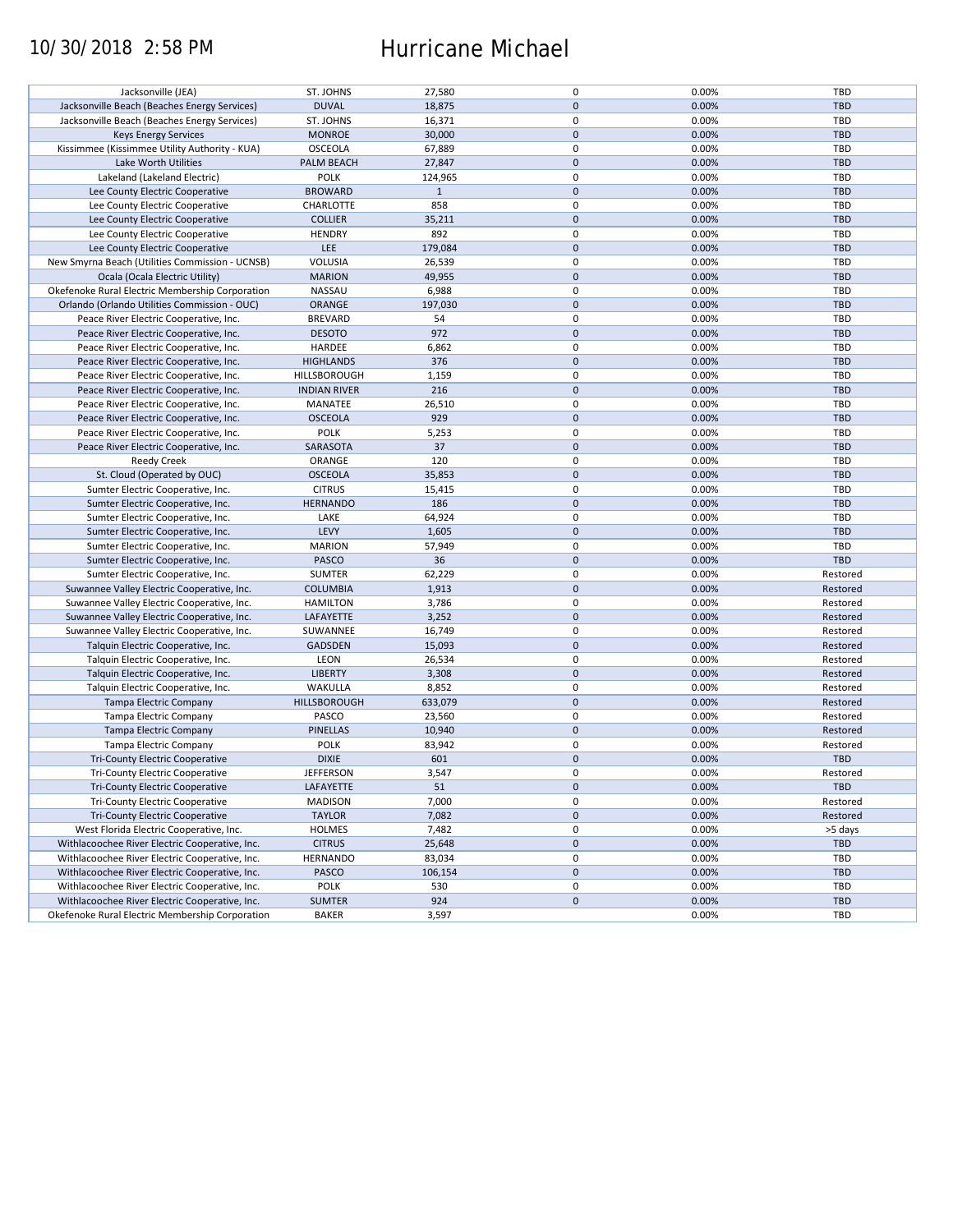| | | | | | |
|---|---|---|---|---|---|
| Jacksonville (JEA) | ST. JOHNS | 27,580 | 0 | 0.00% | TBD |
| Jacksonville Beach (Beaches Energy Services) | DUVAL | 18,875 | 0 | 0.00% | TBD |
| Jacksonville Beach (Beaches Energy Services) | ST. JOHNS | 16,371 | 0 | 0.00% | TBD |
| Keys Energy Services | MONROE | 30,000 | 0 | 0.00% | TBD |
| Kissimmee (Kissimmee Utility Authority - KUA) | OSCEOLA | 67,889 | 0 | 0.00% | TBD |
| Lake Worth Utilities | PALM BEACH | 27,847 | 0 | 0.00% | TBD |
| Lakeland (Lakeland Electric) | POLK | 124,965 | 0 | 0.00% | TBD |
| Lee County Electric Cooperative | BROWARD | 1 | 0 | 0.00% | TBD |
| Lee County Electric Cooperative | CHARLOTTE | 858 | 0 | 0.00% | TBD |
| Lee County Electric Cooperative | COLLIER | 35,211 | 0 | 0.00% | TBD |
| Lee County Electric Cooperative | HENDRY | 892 | 0 | 0.00% | TBD |
| Lee County Electric Cooperative | LEE | 179,084 | 0 | 0.00% | TBD |
| New Smyrna Beach (Utilities Commission - UCNSB) | VOLUSIA | 26,539 | 0 | 0.00% | TBD |
| Ocala (Ocala Electric Utility) | MARION | 49,955 | 0 | 0.00% | TBD |
| Okefenoke Rural Electric Membership Corporation | NASSAU | 6,988 | 0 | 0.00% | TBD |
| Orlando (Orlando Utilities Commission - OUC) | ORANGE | 197,030 | 0 | 0.00% | TBD |
| Peace River Electric Cooperative, Inc. | BREVARD | 54 | 0 | 0.00% | TBD |
| Peace River Electric Cooperative, Inc. | DESOTO | 972 | 0 | 0.00% | TBD |
| Peace River Electric Cooperative, Inc. | HARDEE | 6,862 | 0 | 0.00% | TBD |
| Peace River Electric Cooperative, Inc. | HIGHLANDS | 376 | 0 | 0.00% | TBD |
| Peace River Electric Cooperative, Inc. | HILLSBOROUGH | 1,159 | 0 | 0.00% | TBD |
| Peace River Electric Cooperative, Inc. | INDIAN RIVER | 216 | 0 | 0.00% | TBD |
| Peace River Electric Cooperative, Inc. | MANATEE | 26,510 | 0 | 0.00% | TBD |
| Peace River Electric Cooperative, Inc. | OSCEOLA | 929 | 0 | 0.00% | TBD |
| Peace River Electric Cooperative, Inc. | POLK | 5,253 | 0 | 0.00% | TBD |
| Peace River Electric Cooperative, Inc. | SARASOTA | 37 | 0 | 0.00% | TBD |
| Reedy Creek | ORANGE | 120 | 0 | 0.00% | TBD |
| St. Cloud (Operated by OUC) | OSCEOLA | 35,853 | 0 | 0.00% | TBD |
| Sumter Electric Cooperative, Inc. | CITRUS | 15,415 | 0 | 0.00% | TBD |
| Sumter Electric Cooperative, Inc. | HERNANDO | 186 | 0 | 0.00% | TBD |
| Sumter Electric Cooperative, Inc. | LAKE | 64,924 | 0 | 0.00% | TBD |
| Sumter Electric Cooperative, Inc. | LEVY | 1,605 | 0 | 0.00% | TBD |
| Sumter Electric Cooperative, Inc. | MARION | 57,949 | 0 | 0.00% | TBD |
| Sumter Electric Cooperative, Inc. | PASCO | 36 | 0 | 0.00% | TBD |
| Sumter Electric Cooperative, Inc. | SUMTER | 62,229 | 0 | 0.00% | Restored |
| Suwannee Valley Electric Cooperative, Inc. | COLUMBIA | 1,913 | 0 | 0.00% | Restored |
| Suwannee Valley Electric Cooperative, Inc. | HAMILTON | 3,786 | 0 | 0.00% | Restored |
| Suwannee Valley Electric Cooperative, Inc. | LAFAYETTE | 3,252 | 0 | 0.00% | Restored |
| Suwannee Valley Electric Cooperative, Inc. | SUWANNEE | 16,749 | 0 | 0.00% | Restored |
| Talquin Electric Cooperative, Inc. | GADSDEN | 15,093 | 0 | 0.00% | Restored |
| Talquin Electric Cooperative, Inc. | LEON | 26,534 | 0 | 0.00% | Restored |
| Talquin Electric Cooperative, Inc. | LIBERTY | 3,308 | 0 | 0.00% | Restored |
| Talquin Electric Cooperative, Inc. | WAKULLA | 8,852 | 0 | 0.00% | Restored |
| Tampa Electric Company | HILLSBOROUGH | 633,079 | 0 | 0.00% | Restored |
| Tampa Electric Company | PASCO | 23,560 | 0 | 0.00% | Restored |
| Tampa Electric Company | PINELLAS | 10,940 | 0 | 0.00% | Restored |
| Tampa Electric Company | POLK | 83,942 | 0 | 0.00% | Restored |
| Tri-County Electric Cooperative | DIXIE | 601 | 0 | 0.00% | TBD |
| Tri-County Electric Cooperative | JEFFERSON | 3,547 | 0 | 0.00% | Restored |
| Tri-County Electric Cooperative | LAFAYETTE | 51 | 0 | 0.00% | TBD |
| Tri-County Electric Cooperative | MADISON | 7,000 | 0 | 0.00% | Restored |
| Tri-County Electric Cooperative | TAYLOR | 7,082 | 0 | 0.00% | Restored |
| West Florida Electric Cooperative, Inc. | HOLMES | 7,482 | 0 | 0.00% | >5 days |
| Withlacoochee River Electric Cooperative, Inc. | CITRUS | 25,648 | 0 | 0.00% | TBD |
| Withlacoochee River Electric Cooperative, Inc. | HERNANDO | 83,034 | 0 | 0.00% | TBD |
| Withlacoochee River Electric Cooperative, Inc. | PASCO | 106,154 | 0 | 0.00% | TBD |
| Withlacoochee River Electric Cooperative, Inc. | POLK | 530 | 0 | 0.00% | TBD |
| Withlacoochee River Electric Cooperative, Inc. | SUMTER | 924 | 0 | 0.00% | TBD |
| Okefenoke Rural Electric Membership Corporation | BAKER | 3,597 | | 0.00% | TBD |